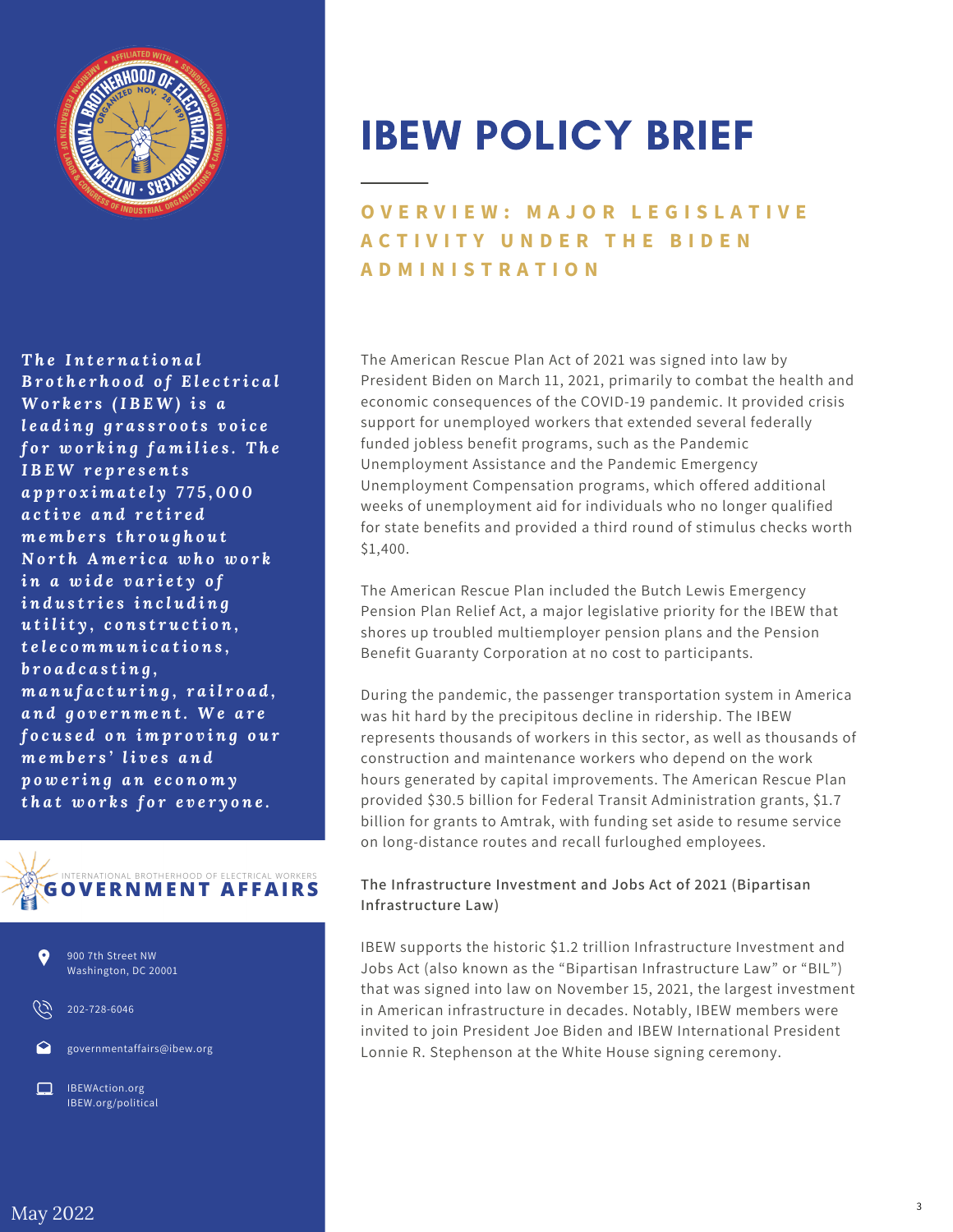# IBEW POLICY BRIEF

## OVERVIEW: MAJOR LEGISLATIVE ACTIVITY UNDER THE BIDEN ADMINISTRATION

***The International Brotherhood of Electrical Workers (IBEW) is a leading grassroots voice for working families. The IBEW represents approximately 775,000 active and retired members throughout North America who work in a wide variety of industries including utility, construction, telecommunications, broadcasting, manufacturing, railroad, and government. We are focused on improving our members' lives and powering an economy that works for everyone.***

INTERNATIONAL BROTHERHOOD OF ELECTRICAL WORKERS
**GOVERNMENT AFFAIRS**

900 7th Street NW
Washington, DC 20001

202-728-6046

governmentaffairs@ibew.org

IBEWAction.org
IBEW.org/political

May 2022

The American Rescue Plan Act of 2021 was signed into law by President Biden on March 11, 2021, primarily to combat the health and economic consequences of the COVID-19 pandemic. It provided crisis support for unemployed workers that extended several federally funded jobless benefit programs, such as the Pandemic Unemployment Assistance and the Pandemic Emergency Unemployment Compensation programs, which offered additional weeks of unemployment aid for individuals who no longer qualified for state benefits and provided a third round of stimulus checks worth $1,400.

The American Rescue Plan included the Butch Lewis Emergency Pension Plan Relief Act, a major legislative priority for the IBEW that shores up troubled multiemployer pension plans and the Pension Benefit Guaranty Corporation at no cost to participants.

During the pandemic, the passenger transportation system in America was hit hard by the precipitous decline in ridership. The IBEW represents thousands of workers in this sector, as well as thousands of construction and maintenance workers who depend on the work hours generated by capital improvements. The American Rescue Plan provided $30.5 billion for Federal Transit Administration grants, $1.7 billion for grants to Amtrak, with funding set aside to resume service on long-distance routes and recall furloughed employees.

### The Infrastructure Investment and Jobs Act of 2021 (Bipartisan Infrastructure Law)

IBEW supports the historic $1.2 trillion Infrastructure Investment and Jobs Act (also known as the "Bipartisan Infrastructure Law" or "BIL") that was signed into law on November 15, 2021, the largest investment in American infrastructure in decades. Notably, IBEW members were invited to join President Joe Biden and IBEW International President Lonnie R. Stephenson at the White House signing ceremony.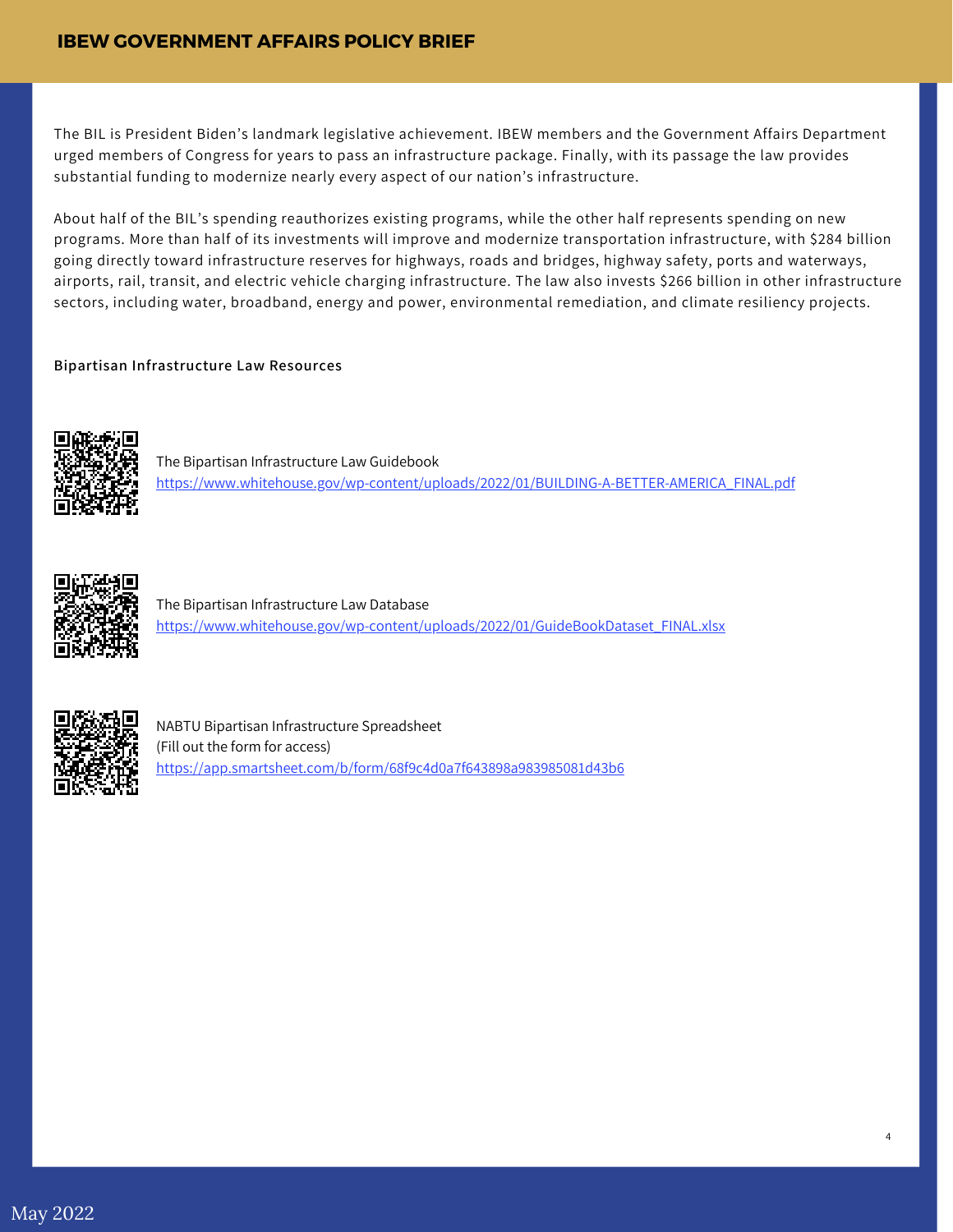The BIL is President Biden's landmark legislative achievement. IBEW members and the Government Affairs Department urged members of Congress for years to pass an infrastructure package. Finally, with its passage the law provides substantial funding to modernize nearly every aspect of our nation's infrastructure.

About half of the BIL's spending reauthorizes existing programs, while the other half represents spending on new programs. More than half of its investments will improve and modernize transportation infrastructure, with $284 billion going directly toward infrastructure reserves for highways, roads and bridges, highway safety, ports and waterways, airports, rail, transit, and electric vehicle charging infrastructure. The law also invests $266 billion in other infrastructure sectors, including water, broadband, energy and power, environmental remediation, and climate resiliency projects.

**Bipartisan Infrastructure Law Resources**

The Bipartisan Infrastructure Law Guidebook
https://www.whitehouse.gov/wp-content/uploads/2022/01/BUILDING-A-BETTER-AMERICA_FINAL.pdf

The Bipartisan Infrastructure Law Database
https://www.whitehouse.gov/wp-content/uploads/2022/01/GuideBookDataset_FINAL.xlsx

NABTU Bipartisan Infrastructure Spreadsheet
(Fill out the form for access)
https://app.smartsheet.com/b/form/68f9c4d0a7f643898a983985081d43b6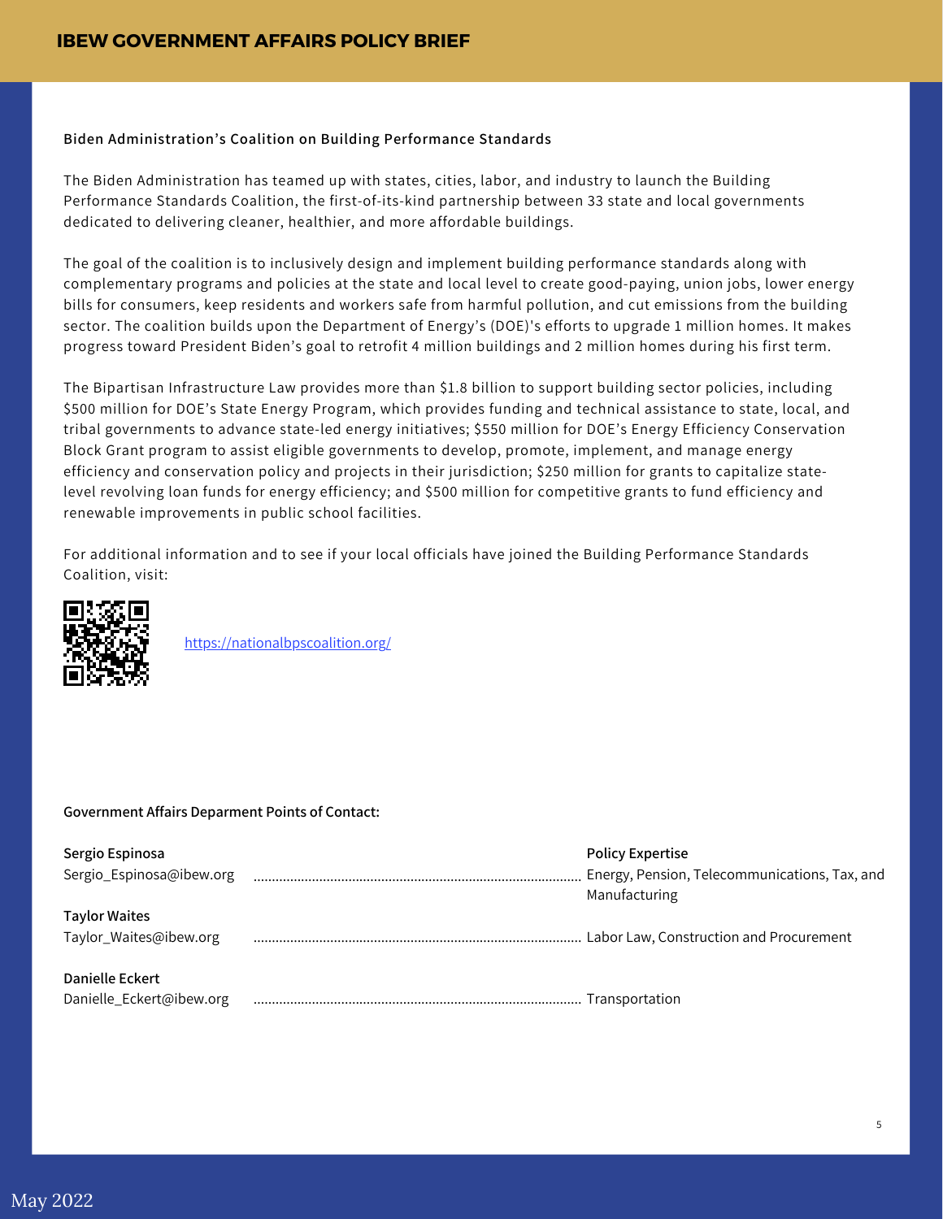### Biden Administration's Coalition on Building Performance Standards

The Biden Administration has teamed up with states, cities, labor, and industry to launch the Building Performance Standards Coalition, the first-of-its-kind partnership between 33 state and local governments dedicated to delivering cleaner, healthier, and more affordable buildings.

The goal of the coalition is to inclusively design and implement building performance standards along with complementary programs and policies at the state and local level to create good-paying, union jobs, lower energy bills for consumers, keep residents and workers safe from harmful pollution, and cut emissions from the building sector. The coalition builds upon the Department of Energy's (DOE)'s efforts to upgrade 1 million homes. It makes progress toward President Biden's goal to retrofit 4 million buildings and 2 million homes during his first term.

The Bipartisan Infrastructure Law provides more than $1.8 billion to support building sector policies, including $500 million for DOE's State Energy Program, which provides funding and technical assistance to state, local, and tribal governments to advance state-led energy initiatives; $550 million for DOE's Energy Efficiency Conservation Block Grant program to assist eligible governments to develop, promote, implement, and manage energy efficiency and conservation policy and projects in their jurisdiction; $250 million for grants to capitalize state-level revolving loan funds for energy efficiency; and $500 million for competitive grants to fund efficiency and renewable improvements in public school facilities.

For additional information and to see if your local officials have joined the Building Performance Standards Coalition, visit:

https://nationalbpscoalition.org/

**Government Affairs Deparment Points of Contact:**

| | Policy Expertise |
|---|---|
| **Sergio Espinosa**<br>Sergio_Espinosa@ibew.org | Energy, Pension, Telecommunications, Tax, and Manufacturing |
| **Taylor Waites**<br>Taylor_Waites@ibew.org | Labor Law, Construction and Procurement |
| **Danielle Eckert**<br>Danielle_Eckert@ibew.org | Transportation |

May 2022